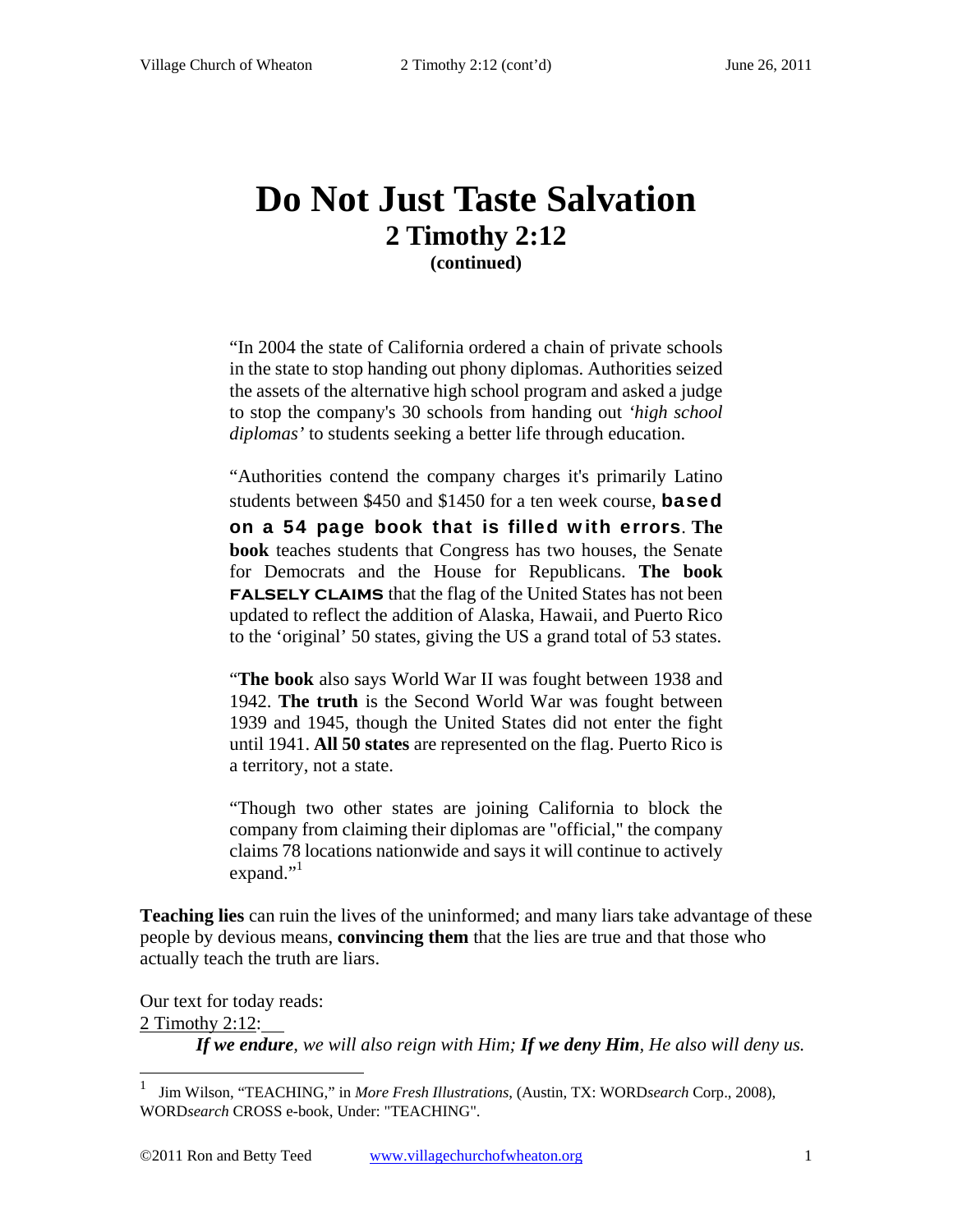# Do Not Just Taste Salvation
## 2 Timothy 2:12
### (continued)

> "In 2004 the state of California ordered a chain of private schools in the state to stop handing out phony diplomas. Authorities seized the assets of the alternative high school program and asked a judge to stop the company's 30 schools from handing out *'high school diplomas'* to students seeking a better life through education.
>
> "Authorities contend the company charges it's primarily Latino students between $450 and $1450 for a ten week course, **based on a 54 page book that is filled with errors**. **The book** teaches students that Congress has two houses, the Senate for Democrats and the House for Republicans. **The book FALSELY CLAIMS** that the flag of the United States has not been updated to reflect the addition of Alaska, Hawaii, and Puerto Rico to the 'original' 50 states, giving the US a grand total of 53 states.
>
> "**The book** also says World War II was fought between 1938 and 1942. **The truth** is the Second World War was fought between 1939 and 1945, though the United States did not enter the fight until 1941. **All 50 states** are represented on the flag. Puerto Rico is a territory, not a state.
>
> "Though two other states are joining California to block the company from claiming their diplomas are "official," the company claims 78 locations nationwide and says it will continue to actively expand."[1]

**Teaching lies** can ruin the lives of the uninformed; and many liars take advantage of these people by devious means, **convincing them** that the lies are true and that those who actually teach the truth are liars.

Our text for today reads:
2 Timothy 2:12:

> ***If we endure**, we will also reign with Him; **If we deny Him**, He also will deny us.*

---

[1] Jim Wilson, "TEACHING," in *More Fresh Illustrations,* (Austin, TX: WORD*search* Corp., 2008), WORD*search* CROSS e-book, Under: "TEACHING".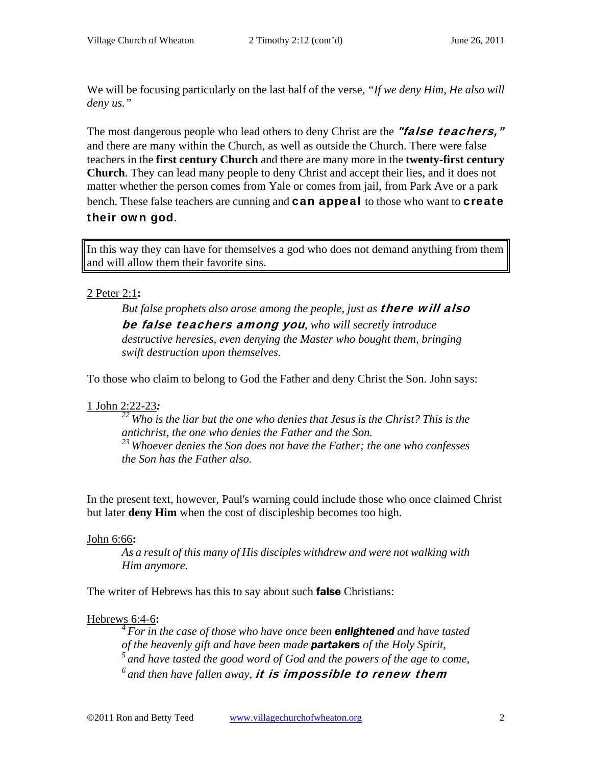We will be focusing particularly on the last half of the verse, *"If we deny Him, He also will deny us."*

The most dangerous people who lead others to deny Christ are the ***"false teachers,"*** and there are many within the Church, as well as outside the Church. There were false teachers in the **first century Church** and there are many more in the **twenty-first century Church**. They can lead many people to deny Christ and accept their lies, and it does not matter whether the person comes from Yale or comes from jail, from Park Ave or a park bench. These false teachers are cunning and **can appeal** to those who want to **create their own god**.

> In this way they can have for themselves a god who does not demand anything from them and will allow them their favorite sins.

2 Peter 2:1**:**

> *But false prophets also arose among the people, just as* ***there will also be false teachers among you****, who will secretly introduce destructive heresies, even denying the Master who bought them, bringing swift destruction upon themselves.*

To those who claim to belong to God the Father and deny Christ the Son. John says:

1 John 2:22-23***:***

> *[22] Who is the liar but the one who denies that Jesus is the Christ? This is the antichrist, the one who denies the Father and the Son.*
> *[23] Whoever denies the Son does not have the Father; the one who confesses the Son has the Father also.*

In the present text, however, Paul's warning could include those who once claimed Christ but later **deny Him** when the cost of discipleship becomes too high.

John 6:66**:**

> *As a result of this many of His disciples withdrew and were not walking with Him anymore.*

The writer of Hebrews has this to say about such **false** Christians:

Hebrews 6:4-6**:**

> *[4] For in the case of those who have once been* ***enlightened*** *and have tasted of the heavenly gift and have been made* ***partakers*** *of the Holy Spirit,*
> *[5] and have tasted the good word of God and the powers of the age to come,*
> *[6] and then have fallen away,* ***it is impossible to renew them***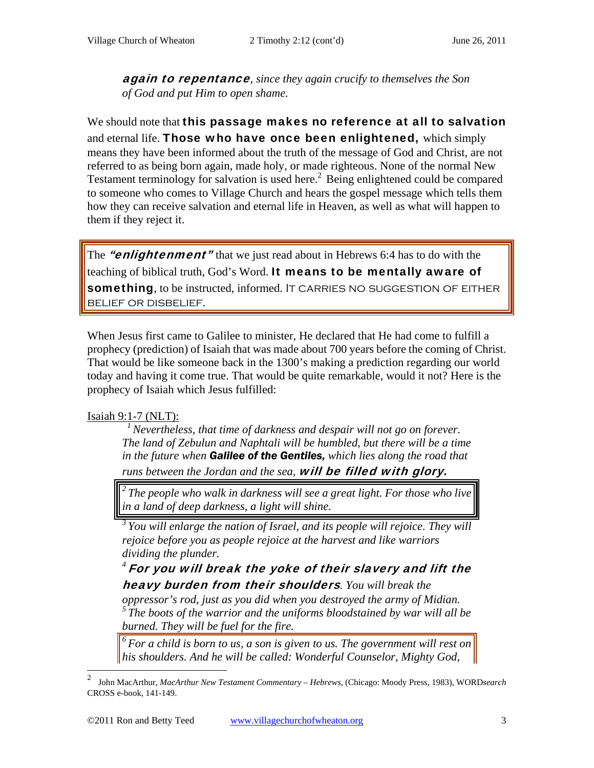> ***again to repentance**, since they again crucify to themselves the Son of God and put Him to open shame.*

We should note that **this passage makes no reference at all to salvation** and eternal life. **Those who have once been enlightened,** which simply means they have been informed about the truth of the message of God and Christ, are not referred to as being born again, made holy, or made righteous. None of the normal New Testament terminology for salvation is used here.[2] Being enlightened could be compared to someone who comes to Village Church and hears the gospel message which tells them how they can receive salvation and eternal life in Heaven, as well as what will happen to them if they reject it.

> The ***"enlightenment"*** that we just read about in Hebrews 6:4 has to do with the teaching of biblical truth, God's Word. **It means to be mentally aware of something**, to be instructed, informed. IT CARRIES NO SUGGESTION OF EITHER BELIEF OR DISBELIEF.

When Jesus first came to Galilee to minister, He declared that He had come to fulfill a prophecy (prediction) of Isaiah that was made about 700 years before the coming of Christ. That would be like someone back in the 1300's making a prediction regarding our world today and having it come true. That would be quite remarkable, would it not? Here is the prophecy of Isaiah which Jesus fulfilled:

Isaiah 9:1-7 (NLT):

> *[1] Nevertheless, that time of darkness and despair will not go on forever. The land of Zebulun and Naphtali will be humbled, but there will be a time in the future when **Galilee of the Gentiles,** which lies along the road that runs between the Jordan and the sea, **will be filled with glory.***
>
> *[2] The people who walk in darkness will see a great light. For those who live in a land of deep darkness, a light will shine.*
>
> *[3] You will enlarge the nation of Israel, and its people will rejoice. They will rejoice before you as people rejoice at the harvest and like warriors dividing the plunder.*
>
> *[4] **For you will break the yoke of their slavery and lift the heavy burden from their shoulders**. You will break the oppressor's rod, just as you did when you destroyed the army of Midian.*
> *[5] The boots of the warrior and the uniforms bloodstained by war will all be burned. They will be fuel for the fire.*
>
> *[6] For a child is born to us, a son is given to us. The government will rest on his shoulders. And he will be called: Wonderful Counselor, Mighty God,*

---

[2] John MacArthur, *MacArthur New Testament Commentary – Hebrews*, (Chicago: Moody Press, 1983), WORD*search* CROSS e-book, 141-149.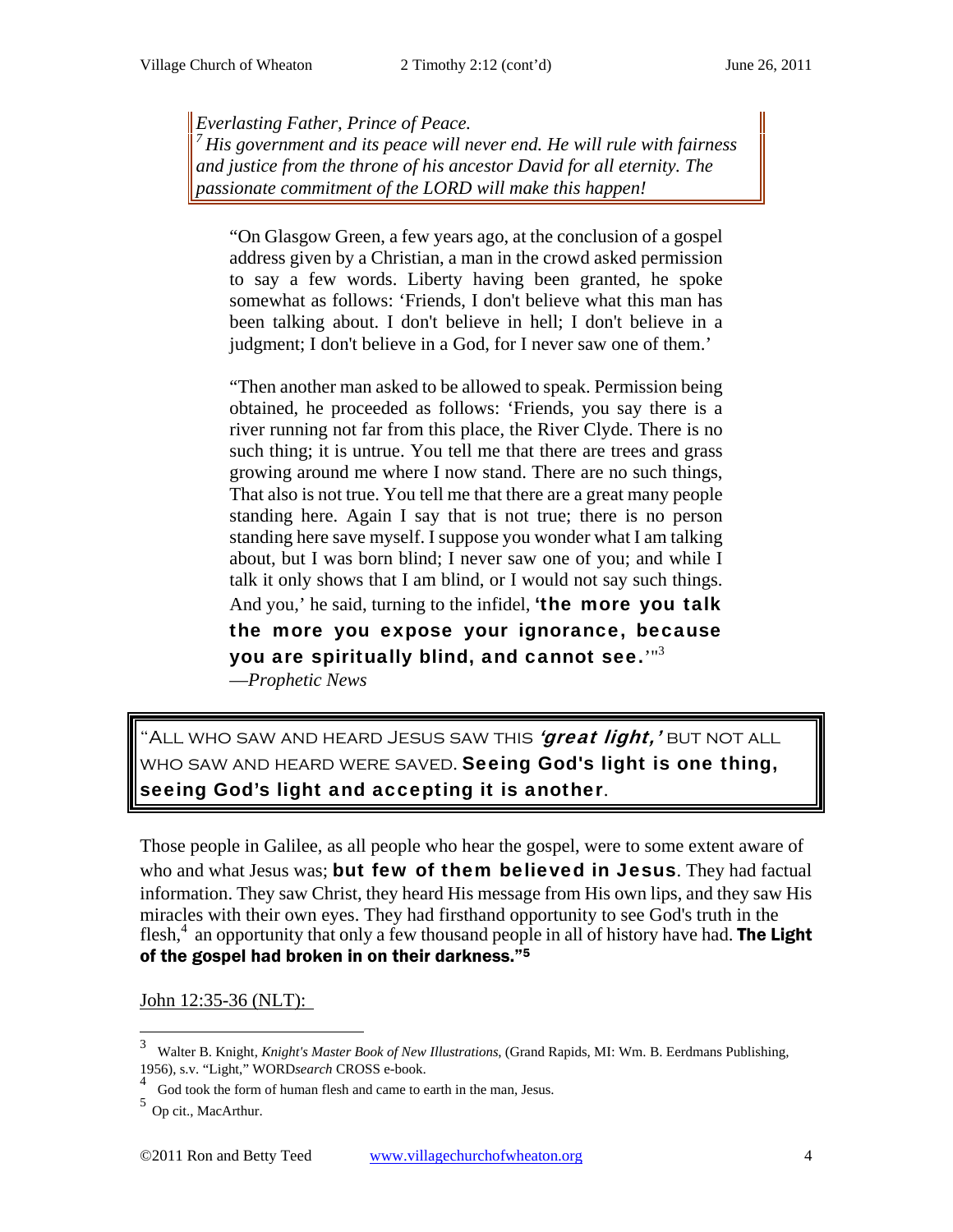> *Everlasting Father, Prince of Peace.*
> *[7] His government and its peace will never end. He will rule with fairness and justice from the throne of his ancestor David for all eternity. The passionate commitment of the LORD will make this happen!*

> "On Glasgow Green, a few years ago, at the conclusion of a gospel address given by a Christian, a man in the crowd asked permission to say a few words. Liberty having been granted, he spoke somewhat as follows: 'Friends, I don't believe what this man has been talking about. I don't believe in hell; I don't believe in a judgment; I don't believe in a God, for I never saw one of them.'
>
> "Then another man asked to be allowed to speak. Permission being obtained, he proceeded as follows: 'Friends, you say there is a river running not far from this place, the River Clyde. There is no such thing; it is untrue. You tell me that there are trees and grass growing around me where I now stand. There are no such things, That also is not true. You tell me that there are a great many people standing here. Again I say that is not true; there is no person standing here save myself. I suppose you wonder what I am talking about, but I was born blind; I never saw one of you; and while I talk it only shows that I am blind, or I would not say such things. And you,' he said, turning to the infidel, **'the more you talk the more you expose your ignorance, because you are spiritually blind, and cannot see.**'"[3]
>
> —*Prophetic News*

> "ALL WHO SAW AND HEARD JESUS SAW THIS ***'great light,'*** BUT NOT ALL WHO SAW AND HEARD WERE SAVED. **Seeing God's light is one thing, seeing God's light and accepting it is another**.

Those people in Galilee, as all people who hear the gospel, were to some extent aware of who and what Jesus was; **but few of them believed in Jesus**. They had factual information. They saw Christ, they heard His message from His own lips, and they saw His miracles with their own eyes. They had firsthand opportunity to see God's truth in the flesh,[4] an opportunity that only a few thousand people in all of history have had. **The Light of the gospel had broken in on their darkness."[5]**

John 12:35-36 (NLT):

---

[3] Walter B. Knight, *Knight's Master Book of New Illustrations*, (Grand Rapids, MI: Wm. B. Eerdmans Publishing, 1956), s.v. "Light," WORD*search* CROSS e-book.

[4] God took the form of human flesh and came to earth in the man, Jesus.

[5] Op cit., MacArthur.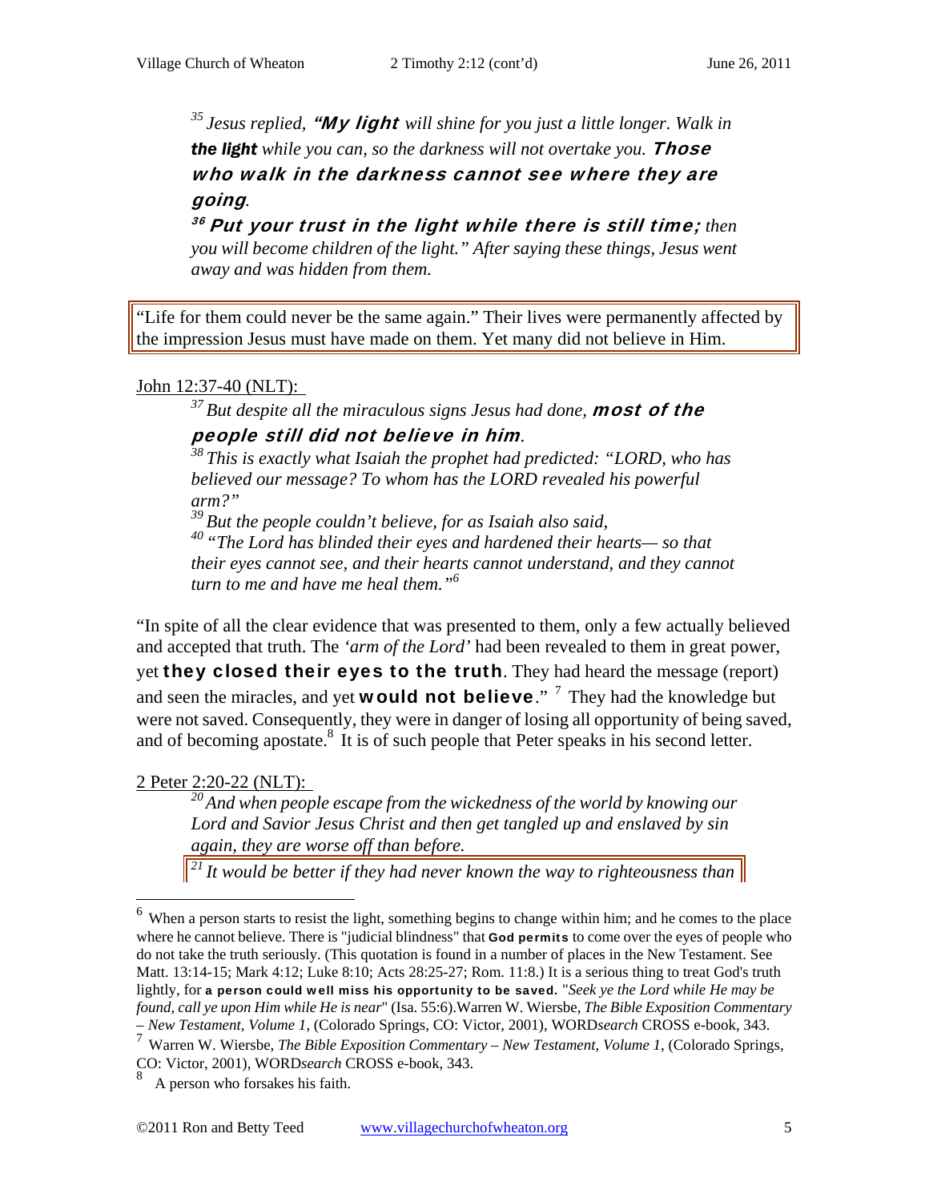*[35] Jesus replied, **"My light** will shine for you just a little longer. Walk in **the light** while you can, so the darkness will not overtake you. **Those who walk in the darkness cannot see where they are going**.*
*[36] **Put your trust in the light while there is still time;** then you will become children of the light." After saying these things, Jesus went away and was hidden from them.*

"Life for them could never be the same again." Their lives were permanently affected by the impression Jesus must have made on them. Yet many did not believe in Him.

John 12:37-40 (NLT):

*[37] But despite all the miraculous signs Jesus had done, **most of the people still did not believe in him**.*
*[38] This is exactly what Isaiah the prophet had predicted: "LORD, who has believed our message? To whom has the LORD revealed his powerful arm?"*
*[39] But the people couldn't believe, for as Isaiah also said,*
*[40] "The Lord has blinded their eyes and hardened their hearts— so that their eyes cannot see, and their hearts cannot understand, and they cannot turn to me and have me heal them."[6]*

"In spite of all the clear evidence that was presented to them, only a few actually believed and accepted that truth. The *'arm of the Lord'* had been revealed to them in great power, yet **they closed their eyes to the truth**. They had heard the message (report) and seen the miracles, and yet **would not believe**." [7] They had the knowledge but were not saved. Consequently, they were in danger of losing all opportunity of being saved, and of becoming apostate.[8] It is of such people that Peter speaks in his second letter.

2 Peter 2:20-22 (NLT):

*[20] And when people escape from the wickedness of the world by knowing our Lord and Savior Jesus Christ and then get tangled up and enslaved by sin again, they are worse off than before.*
*[21] It would be better if they had never known the way to righteousness than*

---

[6] When a person starts to resist the light, something begins to change within him; and he comes to the place where he cannot believe. There is "judicial blindness" that **God permits** to come over the eyes of people who do not take the truth seriously. (This quotation is found in a number of places in the New Testament. See Matt. 13:14-15; Mark 4:12; Luke 8:10; Acts 28:25-27; Rom. 11:8.) It is a serious thing to treat God's truth lightly, for **a person could well miss his opportunity to be saved.** "*Seek ye the Lord while He may be found, call ye upon Him while He is near*" (Isa. 55:6).Warren W. Wiersbe, *The Bible Exposition Commentary – New Testament, Volume 1*, (Colorado Springs, CO: Victor, 2001), WORD*search* CROSS e-book, 343.

[7] Warren W. Wiersbe, *The Bible Exposition Commentary – New Testament, Volume 1*, (Colorado Springs, CO: Victor, 2001), WORD*search* CROSS e-book, 343.

[8] A person who forsakes his faith.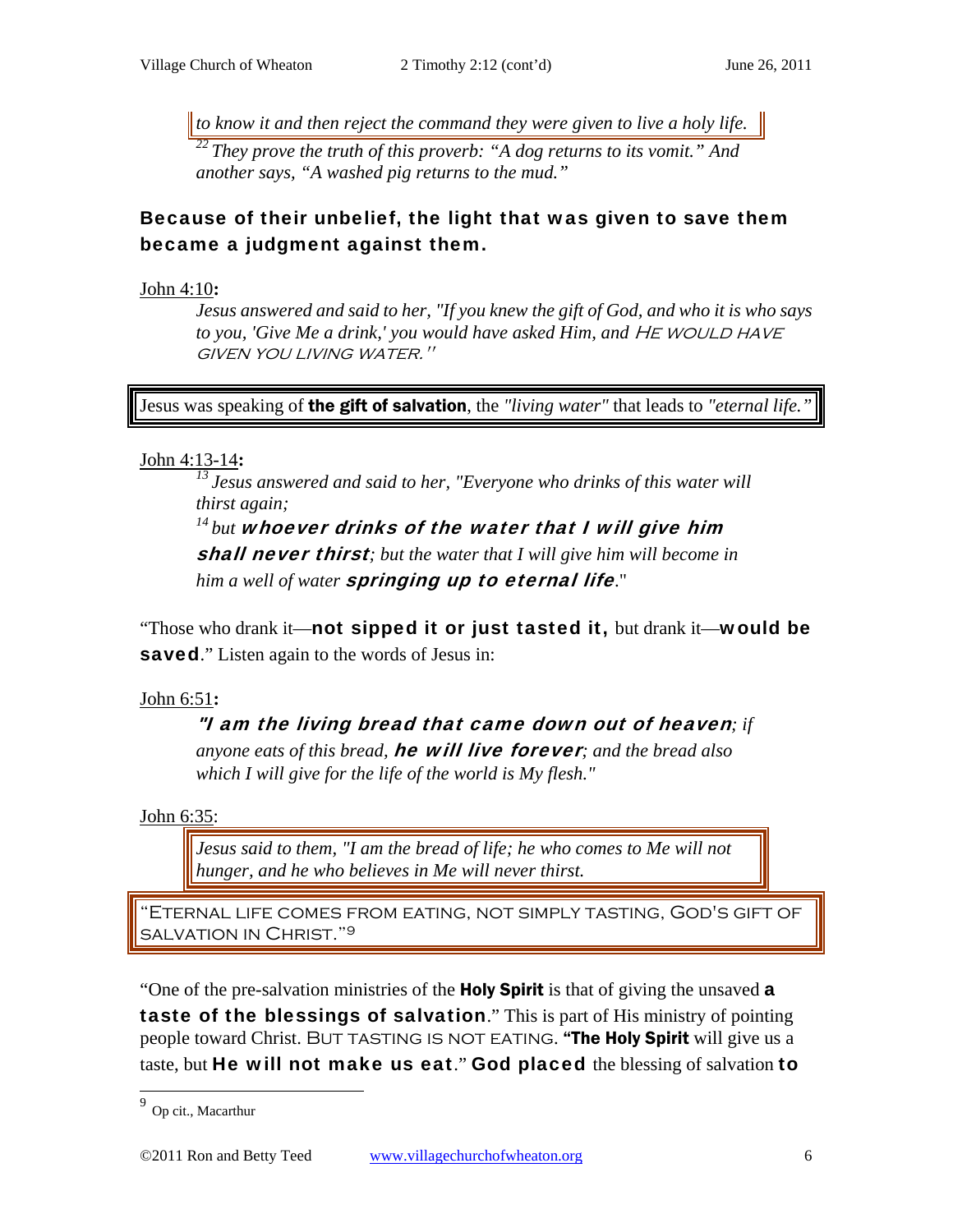*to know it and then reject the command they were given to live a holy life.*

*[22] They prove the truth of this proverb: "A dog returns to its vomit." And another says, "A washed pig returns to the mud."*

### Because of their unbelief, the light that was given to save them became a judgment against them.

John 4:10**:**

> *Jesus answered and said to her, "If you knew the gift of God, and who it is who says to you, 'Give Me a drink,' you would have asked Him, and HE WOULD HAVE GIVEN YOU LIVING WATER."*

Jesus was speaking of **the gift of salvation**, the *"living water"* that leads to *"eternal life."*

John 4:13-14**:**

> *[13] Jesus answered and said to her, "Everyone who drinks of this water will thirst again;*
> *[14] but* ***whoever drinks of the water that I will give him shall never thirst****; but the water that I will give him will become in him a well of water* ***springing up to eternal life****."*

"Those who drank it—**not sipped it or just tasted it,** but drank it—**would be saved**." Listen again to the words of Jesus in:

John 6:51**:**

> ***"I am the living bread that came down out of heaven****; if anyone eats of this bread,* ***he will live forever****; and the bread also which I will give for the life of the world is My flesh."*

John 6:35:

> *Jesus said to them, "I am the bread of life; he who comes to Me will not hunger, and he who believes in Me will never thirst.*

"ETERNAL LIFE COMES FROM EATING, NOT SIMPLY TASTING, GOD'S GIFT OF SALVATION IN CHRIST."[9]

"One of the pre-salvation ministries of the **Holy Spirit** is that of giving the unsaved **a taste of the blessings of salvation**." This is part of His ministry of pointing people toward Christ. BUT TASTING IS NOT EATING. **"The Holy Spirit** will give us a taste, but **He will not make us eat**." **God placed** the blessing of salvation **to**

---

[9] Op cit., Macarthur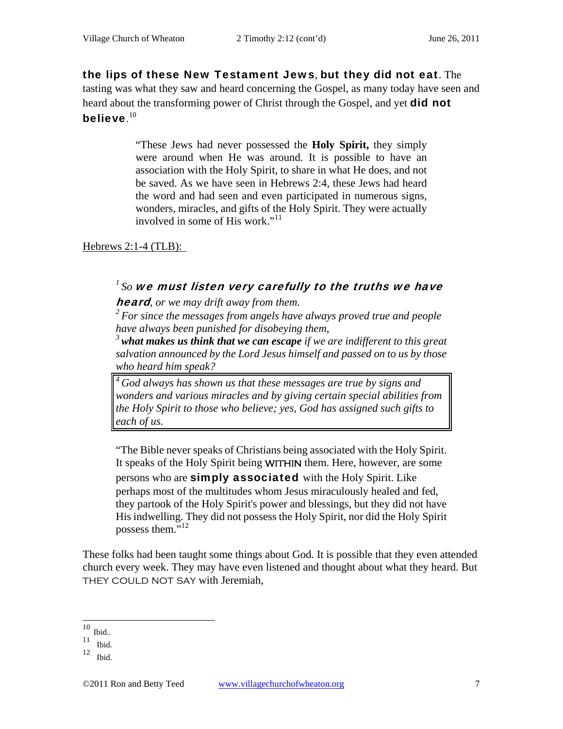**the lips of these New Testament Jews**, **but they did not eat**. The tasting was what they saw and heard concerning the Gospel, as many today have seen and heard about the transforming power of Christ through the Gospel, and yet **did not believe**.[10]

> "These Jews had never possessed the **Holy Spirit,** they simply were around when He was around. It is possible to have an association with the Holy Spirit, to share in what He does, and not be saved. As we have seen in Hebrews 2:4, these Jews had heard the word and had seen and even participated in numerous signs, wonders, miracles, and gifts of the Holy Spirit. They were actually involved in some of His work."[11]

Hebrews 2:1-4 (TLB):

> [1] *So* ***we must listen very carefully to the truths we have heard****, or we may drift away from them.*
> [2] *For since the messages from angels have always proved true and people have always been punished for disobeying them,*
> [3] ***what makes us think that we can escape*** *if we are indifferent to this great salvation announced by the Lord Jesus himself and passed on to us by those who heard him speak?*
> [4] *God always has shown us that these messages are true by signs and wonders and various miracles and by giving certain special abilities from the Holy Spirit to those who believe; yes, God has assigned such gifts to each of us.*

> "The Bible never speaks of Christians being associated with the Holy Spirit. It speaks of the Holy Spirit being WITHIN them. Here, however, are some persons who are **simply associated** with the Holy Spirit. Like perhaps most of the multitudes whom Jesus miraculously healed and fed, they partook of the Holy Spirit's power and blessings, but they did not have His indwelling. They did not possess the Holy Spirit, nor did the Holy Spirit possess them."[12]

These folks had been taught some things about God. It is possible that they even attended church every week. They may have even listened and thought about what they heard. But THEY COULD NOT SAY with Jeremiah,

---

[10] Ibid..
[11] Ibid.
[12] Ibid.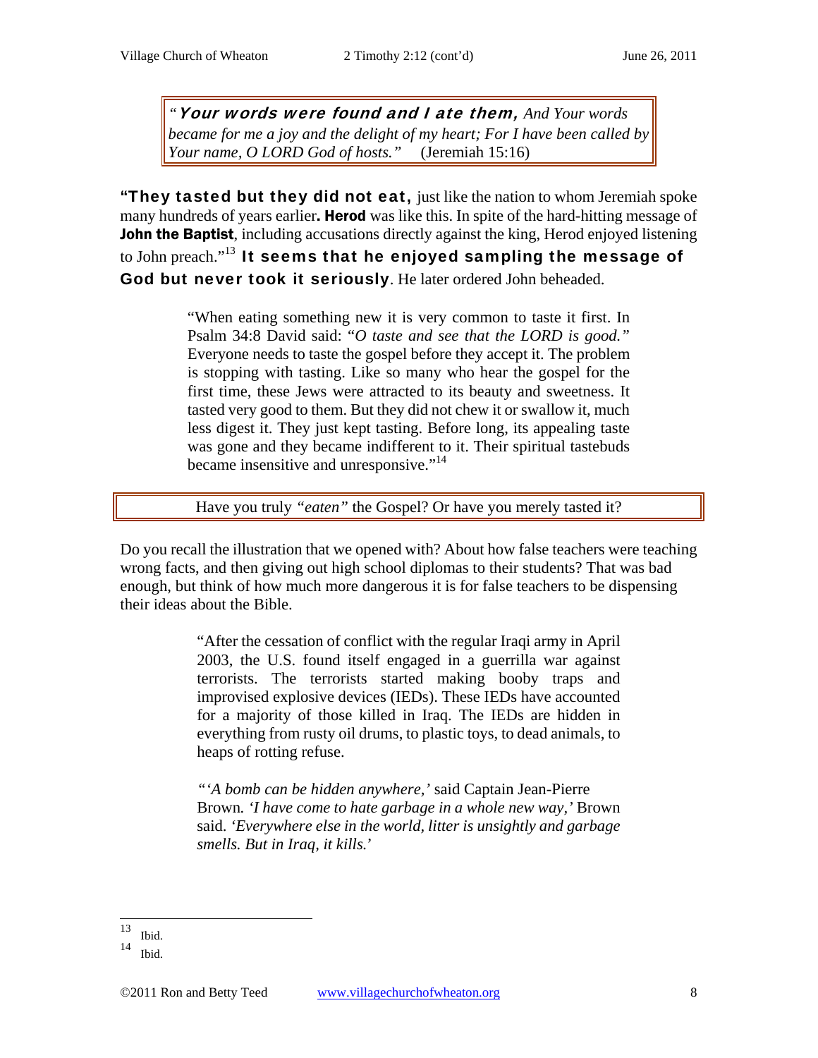> *"**Your words were found and I ate them,** And Your words became for me a joy and the delight of my heart; For I have been called by Your name, O LORD God of hosts."* (Jeremiah 15:16)

**"They tasted but they did not eat,** just like the nation to whom Jeremiah spoke many hundreds of years earlier**. Herod** was like this. In spite of the hard-hitting message of **John the Baptist**, including accusations directly against the king, Herod enjoyed listening to John preach."[13] **It seems that he enjoyed sampling the message of God but never took it seriously**. He later ordered John beheaded.

> "When eating something new it is very common to taste it first. In Psalm 34:8 David said: "*O taste and see that the LORD is good."* Everyone needs to taste the gospel before they accept it. The problem is stopping with tasting. Like so many who hear the gospel for the first time, these Jews were attracted to its beauty and sweetness. It tasted very good to them. But they did not chew it or swallow it, much less digest it. They just kept tasting. Before long, its appealing taste was gone and they became indifferent to it. Their spiritual tastebuds became insensitive and unresponsive."[14]

Have you truly *"eaten"* the Gospel? Or have you merely tasted it?

Do you recall the illustration that we opened with? About how false teachers were teaching wrong facts, and then giving out high school diplomas to their students? That was bad enough, but think of how much more dangerous it is for false teachers to be dispensing their ideas about the Bible.

> "After the cessation of conflict with the regular Iraqi army in April 2003, the U.S. found itself engaged in a guerrilla war against terrorists. The terrorists started making booby traps and improvised explosive devices (IEDs). These IEDs have accounted for a majority of those killed in Iraq. The IEDs are hidden in everything from rusty oil drums, to plastic toys, to dead animals, to heaps of rotting refuse.
>
> *"'A bomb can be hidden anywhere,'* said Captain Jean-Pierre Brown*. 'I have come to hate garbage in a whole new way,'* Brown said. *'Everywhere else in the world, litter is unsightly and garbage smells. But in Iraq, it kills.'*

---

[13] Ibid.

[14] Ibid.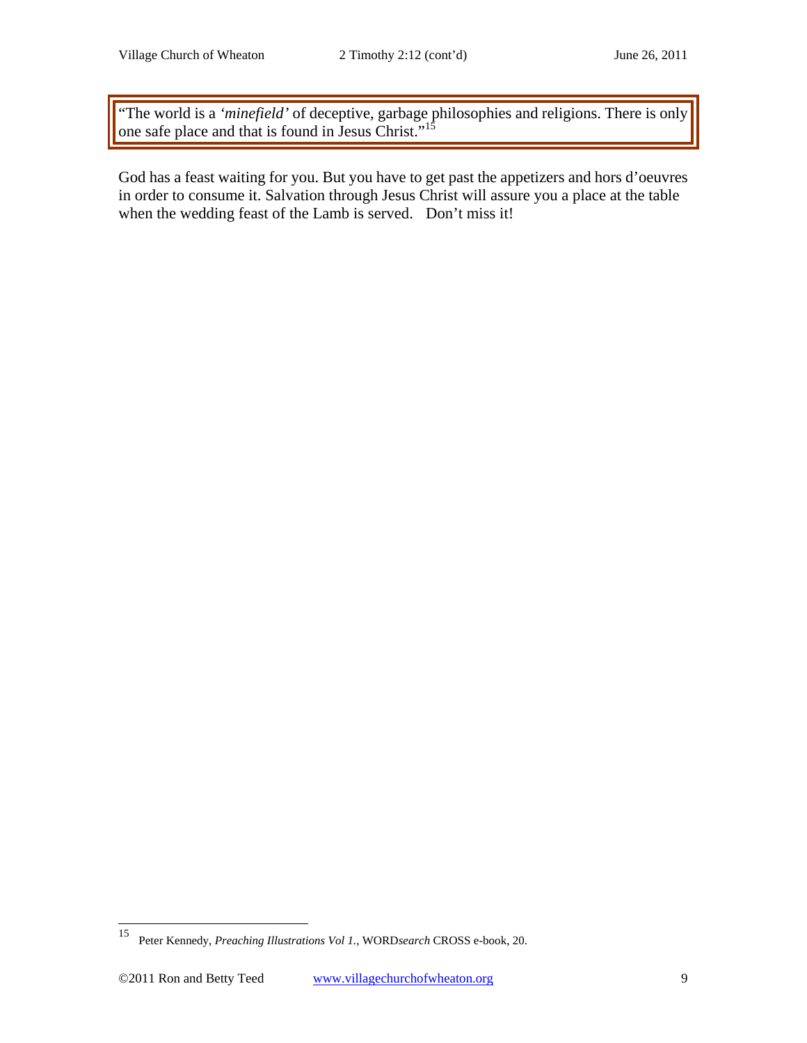> "The world is a *'minefield'* of deceptive, garbage philosophies and religions. There is only one safe place and that is found in Jesus Christ."[15]

God has a feast waiting for you. But you have to get past the appetizers and hors d'oeuvres in order to consume it. Salvation through Jesus Christ will assure you a place at the table when the wedding feast of the Lamb is served. Don't miss it!

---

[15] Peter Kennedy, *Preaching Illustrations Vol 1.*, WORD*search* CROSS e-book, 20.